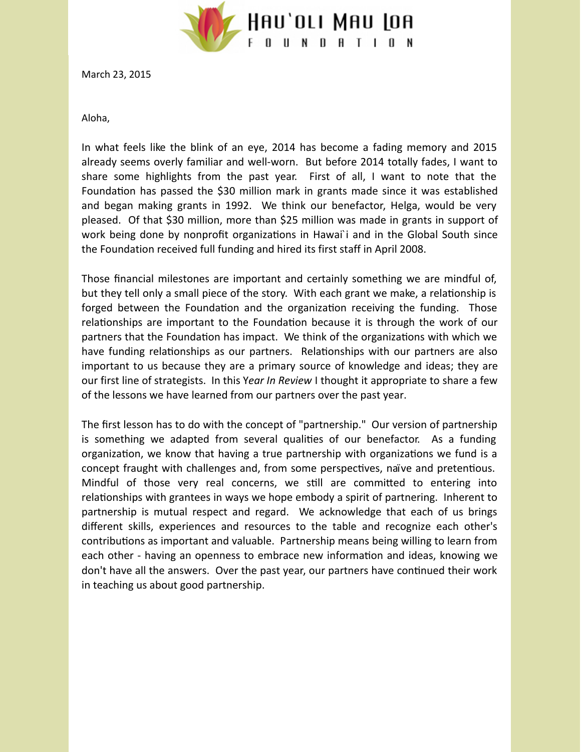# Hau'oli Mau Loa Foundation

March 23, 2015

Aloha,

In what feels like the blink of an eye, 2014 has become a fading memory and 2015 already seems overly familiar and well-worn. But before 2014 totally fades, I want to share some highlights from the past year. First of all, I want to note that the Foundation has passed the $30 million mark in grants made since it was established and began making grants in 1992. We think our benefactor, Helga, would be very pleased. Of that $30 million, more than $25 million was made in grants in support of work being done by nonprofit organizations in Hawai`i and in the Global South since the Foundation received full funding and hired its first staff in April 2008.

Those financial milestones are important and certainly something we are mindful of, but they tell only a small piece of the story. With each grant we make, a relationship is forged between the Foundation and the organization receiving the funding. Those relationships are important to the Foundation because it is through the work of our partners that the Foundation has impact. We think of the organizations with which we have funding relationships as our partners. Relationships with our partners are also important to us because they are a primary source of knowledge and ideas; they are our first line of strategists. In this Y*ear In Review* I thought it appropriate to share a few of the lessons we have learned from our partners over the past year.

The first lesson has to do with the concept of "partnership." Our version of partnership is something we adapted from several qualities of our benefactor. As a funding organization, we know that having a true partnership with organizations we fund is a concept fraught with challenges and, from some perspectives, naïve and pretentious. Mindful of those very real concerns, we still are committed to entering into relationships with grantees in ways we hope embody a spirit of partnering. Inherent to partnership is mutual respect and regard. We acknowledge that each of us brings different skills, experiences and resources to the table and recognize each other's contributions as important and valuable. Partnership means being willing to learn from each other - having an openness to embrace new information and ideas, knowing we don't have all the answers. Over the past year, our partners have continued their work in teaching us about good partnership.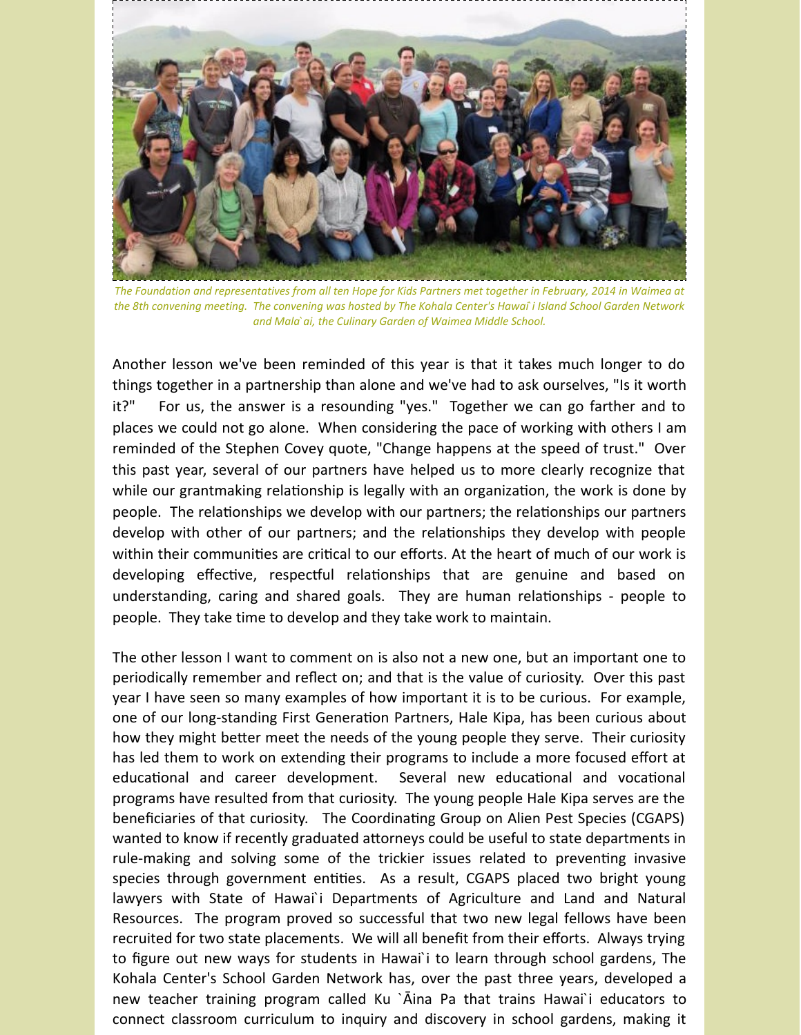*The Foundation and representatives from all ten Hope for Kids Partners met together in February, 2014 in Waimea at the 8th convening meeting. The convening was hosted by The Kohala Center's Hawaiʻi Island School Garden Network and Mala`ai, the Culinary Garden of Waimea Middle School.*

Another lesson we've been reminded of this year is that it takes much longer to do things together in a partnership than alone and we've had to ask ourselves, "Is it worth it?" For us, the answer is a resounding "yes." Together we can go farther and to places we could not go alone. When considering the pace of working with others I am reminded of the Stephen Covey quote, "Change happens at the speed of trust." Over this past year, several of our partners have helped us to more clearly recognize that while our grantmaking relationship is legally with an organization, the work is done by people. The relationships we develop with our partners; the relationships our partners develop with other of our partners; and the relationships they develop with people within their communities are critical to our efforts. At the heart of much of our work is developing effective, respectful relationships that are genuine and based on understanding, caring and shared goals. They are human relationships - people to people. They take time to develop and they take work to maintain.

The other lesson I want to comment on is also not a new one, but an important one to periodically remember and reflect on; and that is the value of curiosity. Over this past year I have seen so many examples of how important it is to be curious. For example, one of our long-standing First Generation Partners, Hale Kipa, has been curious about how they might better meet the needs of the young people they serve. Their curiosity has led them to work on extending their programs to include a more focused effort at educational and career development. Several new educational and vocational programs have resulted from that curiosity. The young people Hale Kipa serves are the beneficiaries of that curiosity. The Coordinating Group on Alien Pest Species (CGAPS) wanted to know if recently graduated attorneys could be useful to state departments in rule-making and solving some of the trickier issues related to preventing invasive species through government entities. As a result, CGAPS placed two bright young lawyers with State of Hawai`i Departments of Agriculture and Land and Natural Resources. The program proved so successful that two new legal fellows have been recruited for two state placements. We will all benefit from their efforts. Always trying to figure out new ways for students in Hawai`i to learn through school gardens, The Kohala Center's School Garden Network has, over the past three years, developed a new teacher training program called Ku `Āina Pa that trains Hawai`i educators to connect classroom curriculum to inquiry and discovery in school gardens, making it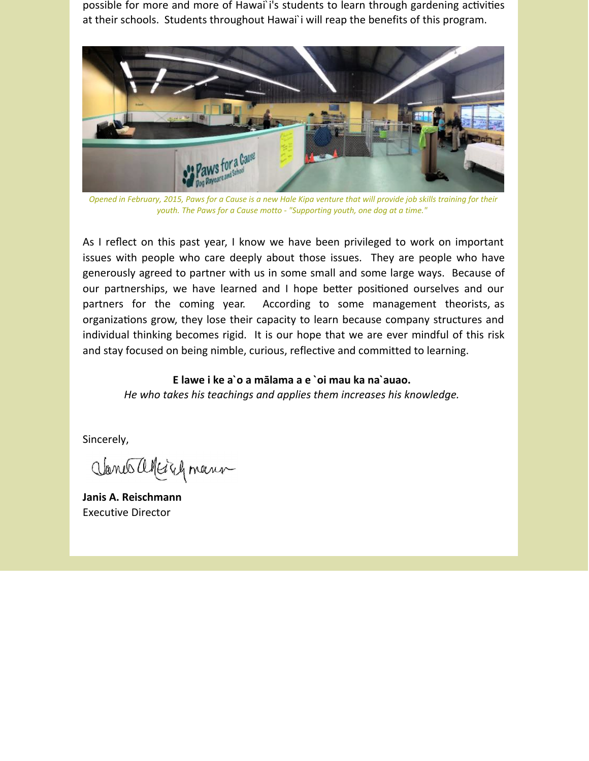possible for more and more of Hawai`i's students to learn through gardening activities at their schools. Students throughout Hawai`i will reap the benefits of this program.

*Opened in February, 2015, Paws for a Cause is a new Hale Kipa venture that will provide job skills training for their youth. The Paws for a Cause motto - "Supporting youth, one dog at a time."*

As I reflect on this past year, I know we have been privileged to work on important issues with people who care deeply about those issues. They are people who have generously agreed to partner with us in some small and some large ways. Because of our partnerships, we have learned and I hope better positioned ourselves and our partners for the coming year. According to some management theorists, as organizations grow, they lose their capacity to learn because company structures and individual thinking becomes rigid. It is our hope that we are ever mindful of this risk and stay focused on being nimble, curious, reflective and committed to learning.

**E lawe i ke a`o a mālama a e `oi mau ka na`auao.**
*He who takes his teachings and applies them increases his knowledge.*

Sincerely,

**Janis A. Reischmann**
Executive Director